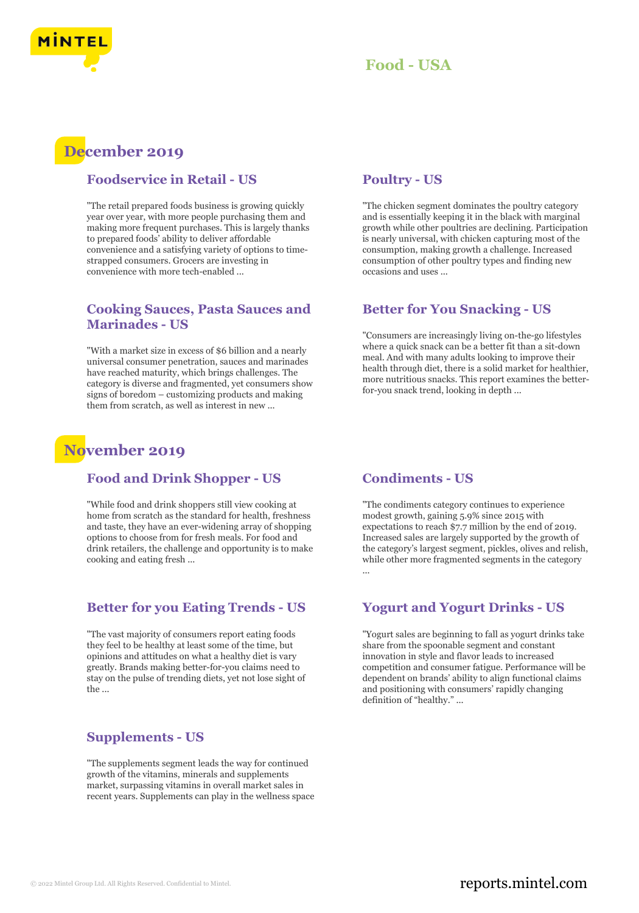# Food - USA

## December 2019

### Foodservice in Retail - US

"The retail prepared foods business is growing quickly year over year, with more people purchasing them and making more frequent purchases. This is largely thanks to prepared foods' ability to deliver affordable convenience and a satisfying variety of options to time-strapped consumers. Grocers are investing in convenience with more tech-enabled ...

### Poultry - US

"The chicken segment dominates the poultry category and is essentially keeping it in the black with marginal growth while other poultries are declining. Participation is nearly universal, with chicken capturing most of the consumption, making growth a challenge. Increased consumption of other poultry types and finding new occasions and uses ...

### Cooking Sauces, Pasta Sauces and Marinades - US

"With a market size in excess of $6 billion and a nearly universal consumer penetration, sauces and marinades have reached maturity, which brings challenges. The category is diverse and fragmented, yet consumers show signs of boredom – customizing products and making them from scratch, as well as interest in new ...

### Better for You Snacking - US

"Consumers are increasingly living on-the-go lifestyles where a quick snack can be a better fit than a sit-down meal. And with many adults looking to improve their health through diet, there is a solid market for healthier, more nutritious snacks. This report examines the better-for-you snack trend, looking in depth ...

## November 2019

### Food and Drink Shopper - US

"While food and drink shoppers still view cooking at home from scratch as the standard for health, freshness and taste, they have an ever-widening array of shopping options to choose from for fresh meals. For food and drink retailers, the challenge and opportunity is to make cooking and eating fresh ...

### Condiments - US

"The condiments category continues to experience modest growth, gaining 5.9% since 2015 with expectations to reach $7.7 million by the end of 2019. Increased sales are largely supported by the growth of the category's largest segment, pickles, olives and relish, while other more fragmented segments in the category ...

### Better for you Eating Trends - US

"The vast majority of consumers report eating foods they feel to be healthy at least some of the time, but opinions and attitudes on what a healthy diet is vary greatly. Brands making better-for-you claims need to stay on the pulse of trending diets, yet not lose sight of the ...

### Yogurt and Yogurt Drinks - US

"Yogurt sales are beginning to fall as yogurt drinks take share from the spoonable segment and constant innovation in style and flavor leads to increased competition and consumer fatigue. Performance will be dependent on brands' ability to align functional claims and positioning with consumers' rapidly changing definition of "healthy." ...

### Supplements - US

"The supplements segment leads the way for continued growth of the vitamins, minerals and supplements market, surpassing vitamins in overall market sales in recent years. Supplements can play in the wellness space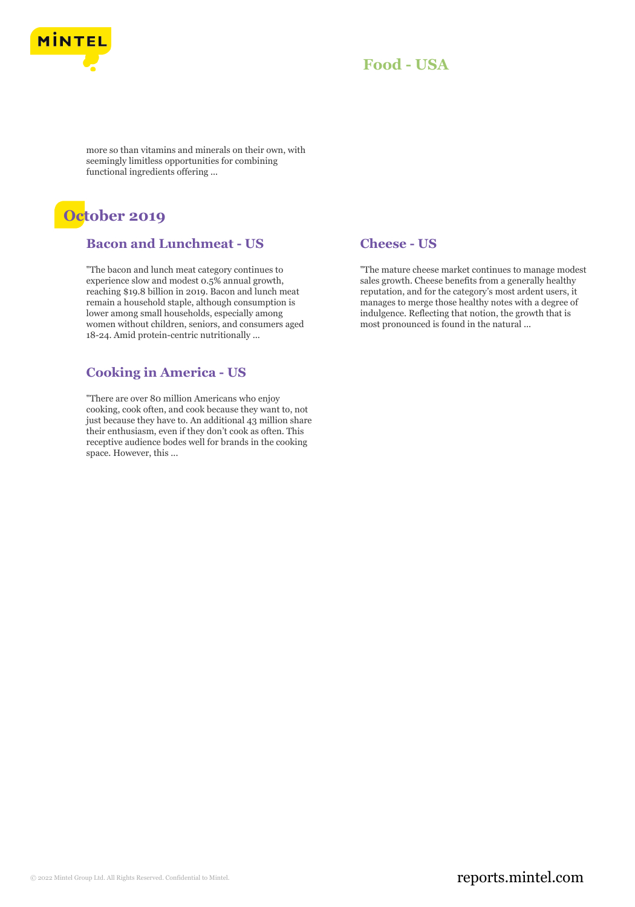more so than vitamins and minerals on their own, with seemingly limitless opportunities for combining functional ingredients offering ...

## October 2019

### Bacon and Lunchmeat - US

"The bacon and lunch meat category continues to experience slow and modest 0.5% annual growth, reaching $19.8 billion in 2019. Bacon and lunch meat remain a household staple, although consumption is lower among small households, especially among women without children, seniors, and consumers aged 18-24. Amid protein-centric nutritionally ...

### Cooking in America - US

"There are over 80 million Americans who enjoy cooking, cook often, and cook because they want to, not just because they have to. An additional 43 million share their enthusiasm, even if they don't cook as often. This receptive audience bodes well for brands in the cooking space. However, this ...

### Cheese - US

"The mature cheese market continues to manage modest sales growth. Cheese benefits from a generally healthy reputation, and for the category's most ardent users, it manages to merge those healthy notes with a degree of indulgence. Reflecting that notion, the growth that is most pronounced is found in the natural ...